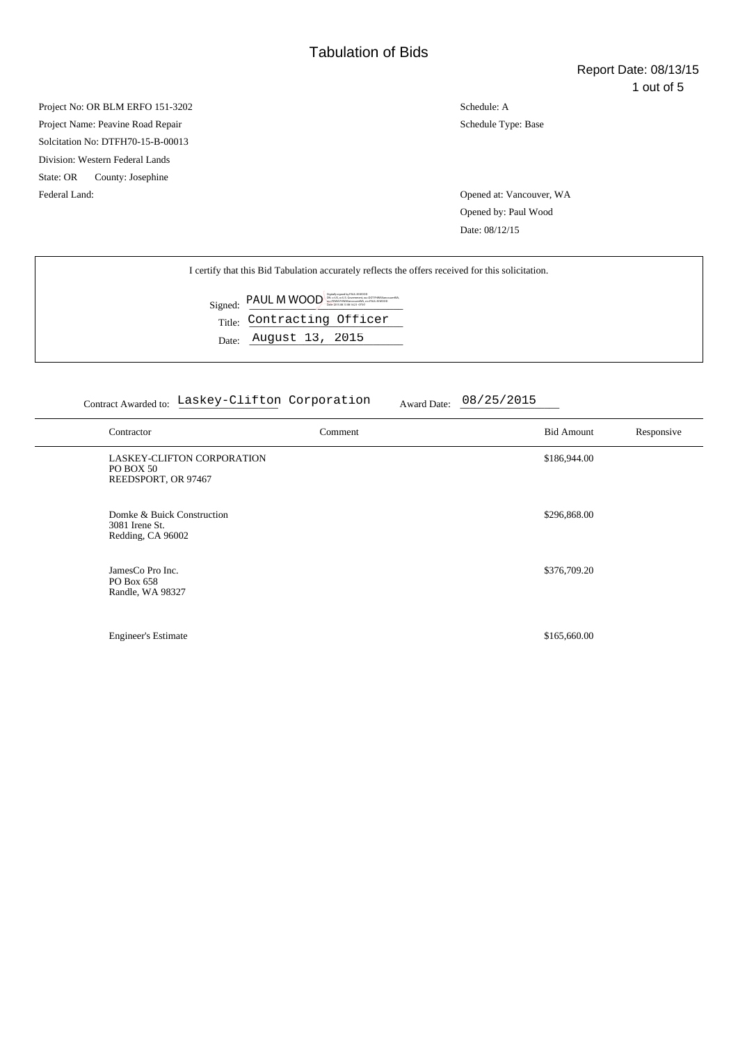# Tabulation of Bids

Report Date: 08/13/15

Project No: OR BLM ERFO 151-3202
Project Name: Peavine Road Repair
Solcitation No: DTFH70-15-B-00013
Division: Western Federal Lands
State: OR County: Josephine
Federal Land:

Schedule: A
Schedule Type: Base

Opened at: Vancouver, WA
Opened by: Paul Wood
Date: 08/12/15

I certify that this Bid Tabulation accurately reflects the offers received for this solicitation.

Signed: PAUL M WOOD
Title: Contracting Officer
Date: August 13, 2015

Contract Awarded to: Laskey-Clifton Corporation Award Date: 08/25/2015

| Contractor | Comment | Bid Amount | Responsive |
|---|---|---|---|
| LASKEY-CLIFTON CORPORATION<br>PO BOX 50<br>REEDSPORT, OR 97467 | | $186,944.00 | |
| Domke & Buick Construction<br>3081 Irene St.<br>Redding, CA 96002 | | $296,868.00 | |
| JamesCo Pro Inc.<br>PO Box 658<br>Randle, WA 98327 | | $376,709.20 | |
| Engineer's Estimate | | $165,660.00 | |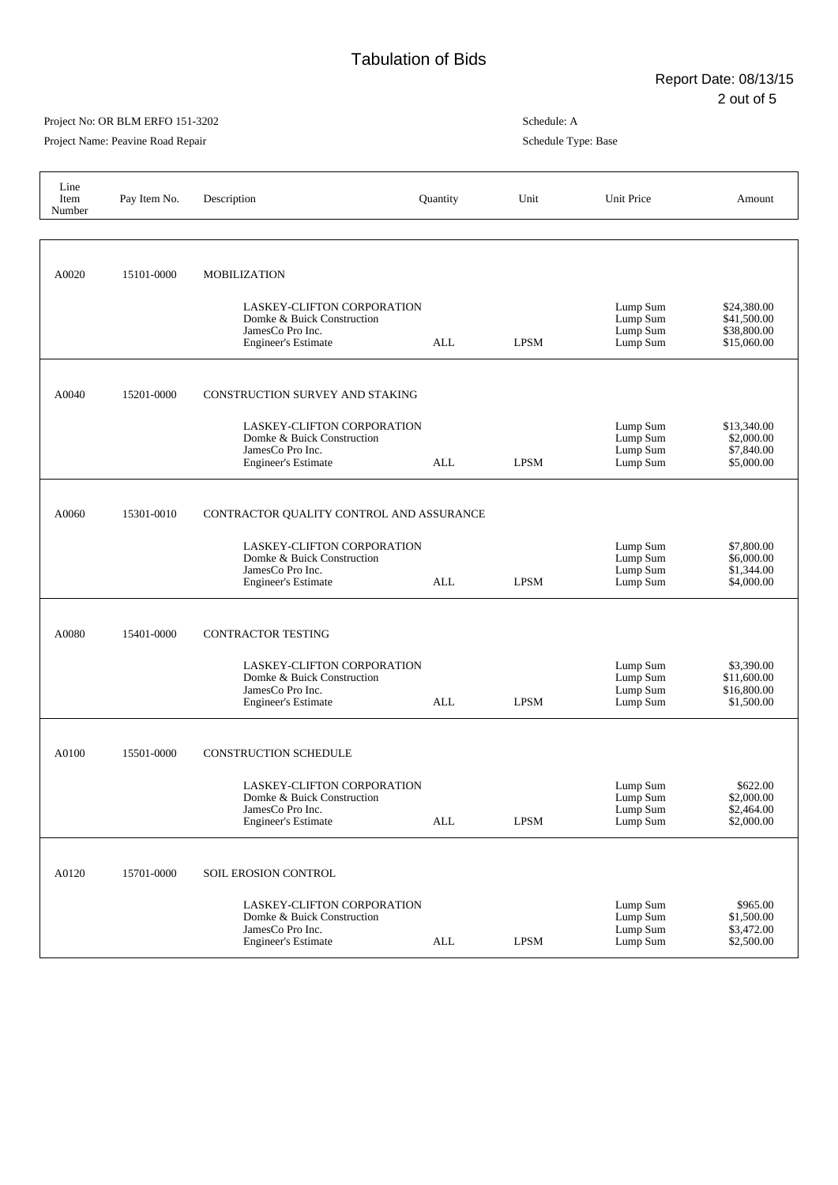# Tabulation of Bids

Report Date: 08/13/15

Project No: OR BLM ERFO 151-3202

Project Name: Peavine Road Repair

Schedule: A

Schedule Type: Base

| Line Item Number | Pay Item No. | Description | Quantity | Unit | Unit Price | Amount |
|---|---|---|---|---|---|---|
| A0020 | 15101-0000 | MOBILIZATION | | | | |
| | | LASKEY-CLIFTON CORPORATION | | | Lump Sum | $24,380.00 |
| | | Domke & Buick Construction | | | Lump Sum | $41,500.00 |
| | | JamesCo Pro Inc. | | | Lump Sum | $38,800.00 |
| | | Engineer's Estimate | ALL | LPSM | Lump Sum | $15,060.00 |
| A0040 | 15201-0000 | CONSTRUCTION SURVEY AND STAKING | | | | |
| | | LASKEY-CLIFTON CORPORATION | | | Lump Sum | $13,340.00 |
| | | Domke & Buick Construction | | | Lump Sum | $2,000.00 |
| | | JamesCo Pro Inc. | | | Lump Sum | $7,840.00 |
| | | Engineer's Estimate | ALL | LPSM | Lump Sum | $5,000.00 |
| A0060 | 15301-0010 | CONTRACTOR QUALITY CONTROL AND ASSURANCE | | | | |
| | | LASKEY-CLIFTON CORPORATION | | | Lump Sum | $7,800.00 |
| | | Domke & Buick Construction | | | Lump Sum | $6,000.00 |
| | | JamesCo Pro Inc. | | | Lump Sum | $1,344.00 |
| | | Engineer's Estimate | ALL | LPSM | Lump Sum | $4,000.00 |
| A0080 | 15401-0000 | CONTRACTOR TESTING | | | | |
| | | LASKEY-CLIFTON CORPORATION | | | Lump Sum | $3,390.00 |
| | | Domke & Buick Construction | | | Lump Sum | $11,600.00 |
| | | JamesCo Pro Inc. | | | Lump Sum | $16,800.00 |
| | | Engineer's Estimate | ALL | LPSM | Lump Sum | $1,500.00 |
| A0100 | 15501-0000 | CONSTRUCTION SCHEDULE | | | | |
| | | LASKEY-CLIFTON CORPORATION | | | Lump Sum | $622.00 |
| | | Domke & Buick Construction | | | Lump Sum | $2,000.00 |
| | | JamesCo Pro Inc. | | | Lump Sum | $2,464.00 |
| | | Engineer's Estimate | ALL | LPSM | Lump Sum | $2,000.00 |
| A0120 | 15701-0000 | SOIL EROSION CONTROL | | | | |
| | | LASKEY-CLIFTON CORPORATION | | | Lump Sum | $965.00 |
| | | Domke & Buick Construction | | | Lump Sum | $1,500.00 |
| | | JamesCo Pro Inc. | | | Lump Sum | $3,472.00 |
| | | Engineer's Estimate | ALL | LPSM | Lump Sum | $2,500.00 |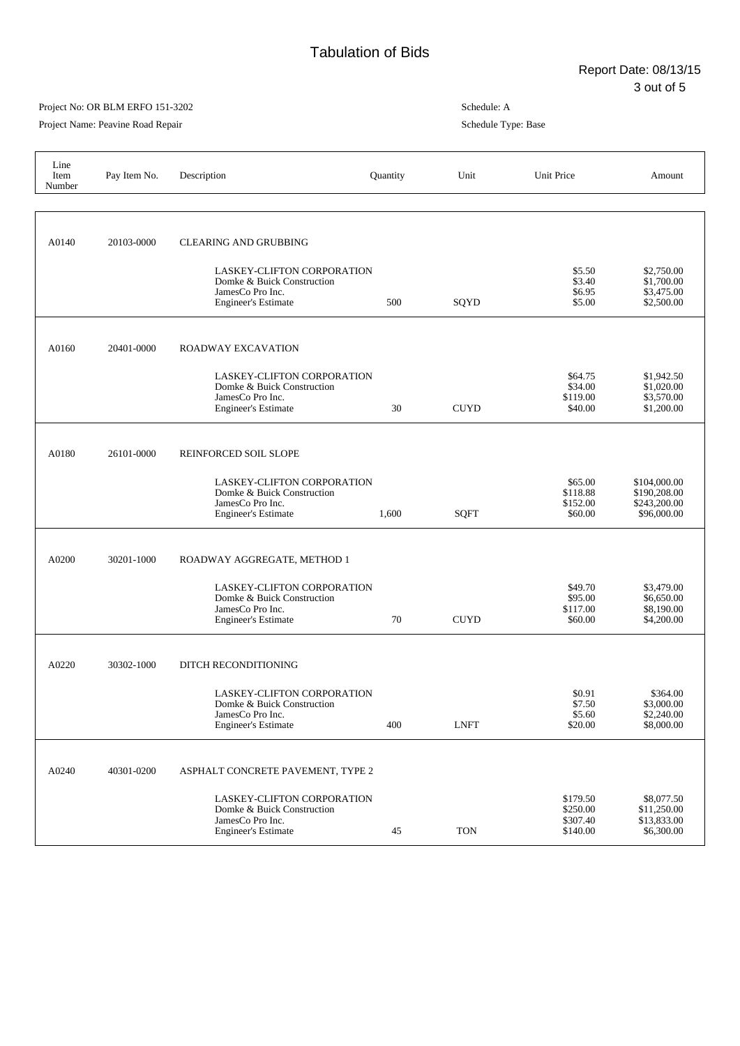# Tabulation of Bids

Report Date: 08/13/15

Project No: OR BLM ERFO 151-3202

Project Name: Peavine Road Repair

Schedule: A

Schedule Type: Base

| Line Item Number | Pay Item No. | Description | Quantity | Unit | Unit Price | Amount |
|---|---|---|---|---|---|---|
| A0140 | 20103-0000 | CLEARING AND GRUBBING | | | | |
| | | LASKEY-CLIFTON CORPORATION | | | $5.50 | $2,750.00 |
| | | Domke & Buick Construction | | | $3.40 | $1,700.00 |
| | | JamesCo Pro Inc. | | | $6.95 | $3,475.00 |
| | | Engineer's Estimate | 500 | SQYD | $5.00 | $2,500.00 |
| A0160 | 20401-0000 | ROADWAY EXCAVATION | | | | |
| | | LASKEY-CLIFTON CORPORATION | | | $64.75 | $1,942.50 |
| | | Domke & Buick Construction | | | $34.00 | $1,020.00 |
| | | JamesCo Pro Inc. | | | $119.00 | $3,570.00 |
| | | Engineer's Estimate | 30 | CUYD | $40.00 | $1,200.00 |
| A0180 | 26101-0000 | REINFORCED SOIL SLOPE | | | | |
| | | LASKEY-CLIFTON CORPORATION | | | $65.00 | $104,000.00 |
| | | Domke & Buick Construction | | | $118.88 | $190,208.00 |
| | | JamesCo Pro Inc. | | | $152.00 | $243,200.00 |
| | | Engineer's Estimate | 1,600 | SQFT | $60.00 | $96,000.00 |
| A0200 | 30201-1000 | ROADWAY AGGREGATE, METHOD 1 | | | | |
| | | LASKEY-CLIFTON CORPORATION | | | $49.70 | $3,479.00 |
| | | Domke & Buick Construction | | | $95.00 | $6,650.00 |
| | | JamesCo Pro Inc. | | | $117.00 | $8,190.00 |
| | | Engineer's Estimate | 70 | CUYD | $60.00 | $4,200.00 |
| A0220 | 30302-1000 | DITCH RECONDITIONING | | | | |
| | | LASKEY-CLIFTON CORPORATION | | | $0.91 | $364.00 |
| | | Domke & Buick Construction | | | $7.50 | $3,000.00 |
| | | JamesCo Pro Inc. | | | $5.60 | $2,240.00 |
| | | Engineer's Estimate | 400 | LNFT | $20.00 | $8,000.00 |
| A0240 | 40301-0200 | ASPHALT CONCRETE PAVEMENT, TYPE 2 | | | | |
| | | LASKEY-CLIFTON CORPORATION | | | $179.50 | $8,077.50 |
| | | Domke & Buick Construction | | | $250.00 | $11,250.00 |
| | | JamesCo Pro Inc. | | | $307.40 | $13,833.00 |
| | | Engineer's Estimate | 45 | TON | $140.00 | $6,300.00 |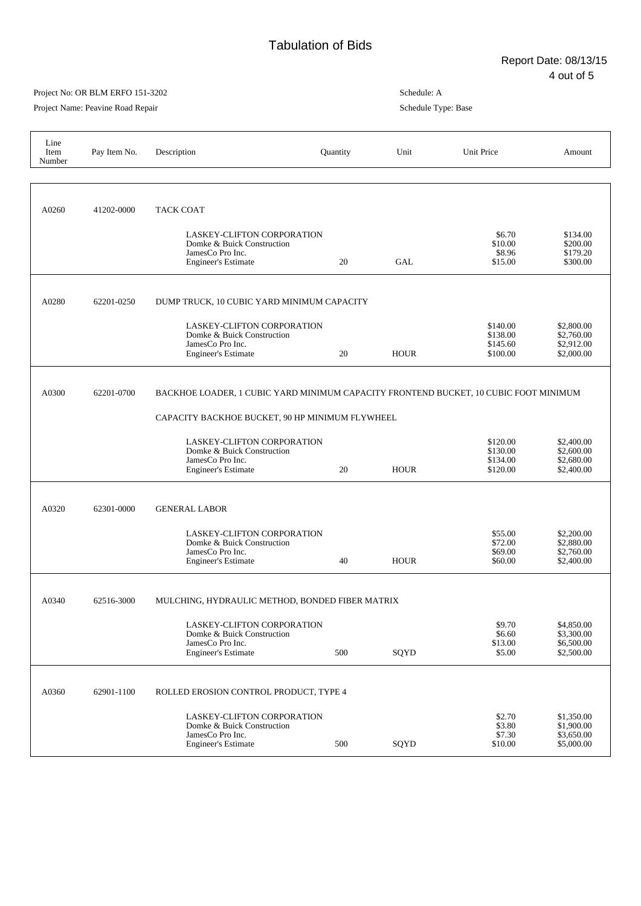# Tabulation of Bids

Report Date: 08/13/15

Project No: OR BLM ERFO 151-3202

Project Name: Peavine Road Repair

Schedule: A

Schedule Type: Base

| Line Item Number | Pay Item No. | Description | Quantity | Unit | Unit Price | Amount |
|---|---|---|---|---|---|---|
| A0260 | 41202-0000 | TACK COAT | | | | |
| | | LASKEY-CLIFTON CORPORATION | | | $6.70 | $134.00 |
| | | Domke & Buick Construction | | | $10.00 | $200.00 |
| | | JamesCo Pro Inc. | | | $8.96 | $179.20 |
| | | Engineer's Estimate | 20 | GAL | $15.00 | $300.00 |
| A0280 | 62201-0250 | DUMP TRUCK, 10 CUBIC YARD MINIMUM CAPACITY | | | | |
| | | LASKEY-CLIFTON CORPORATION | | | $140.00 | $2,800.00 |
| | | Domke & Buick Construction | | | $138.00 | $2,760.00 |
| | | JamesCo Pro Inc. | | | $145.60 | $2,912.00 |
| | | Engineer's Estimate | 20 | HOUR | $100.00 | $2,000.00 |
| A0300 | 62201-0700 | BACKHOE LOADER, 1 CUBIC YARD MINIMUM CAPACITY FRONTEND BUCKET, 10 CUBIC FOOT MINIMUM CAPACITY BACKHOE BUCKET, 90 HP MINIMUM FLYWHEEL | | | | |
| | | LASKEY-CLIFTON CORPORATION | | | $120.00 | $2,400.00 |
| | | Domke & Buick Construction | | | $130.00 | $2,600.00 |
| | | JamesCo Pro Inc. | | | $134.00 | $2,680.00 |
| | | Engineer's Estimate | 20 | HOUR | $120.00 | $2,400.00 |
| A0320 | 62301-0000 | GENERAL LABOR | | | | |
| | | LASKEY-CLIFTON CORPORATION | | | $55.00 | $2,200.00 |
| | | Domke & Buick Construction | | | $72.00 | $2,880.00 |
| | | JamesCo Pro Inc. | | | $69.00 | $2,760.00 |
| | | Engineer's Estimate | 40 | HOUR | $60.00 | $2,400.00 |
| A0340 | 62516-3000 | MULCHING, HYDRAULIC METHOD, BONDED FIBER MATRIX | | | | |
| | | LASKEY-CLIFTON CORPORATION | | | $9.70 | $4,850.00 |
| | | Domke & Buick Construction | | | $6.60 | $3,300.00 |
| | | JamesCo Pro Inc. | | | $13.00 | $6,500.00 |
| | | Engineer's Estimate | 500 | SQYD | $5.00 | $2,500.00 |
| A0360 | 62901-1100 | ROLLED EROSION CONTROL PRODUCT, TYPE 4 | | | | |
| | | LASKEY-CLIFTON CORPORATION | | | $2.70 | $1,350.00 |
| | | Domke & Buick Construction | | | $3.80 | $1,900.00 |
| | | JamesCo Pro Inc. | | | $7.30 | $3,650.00 |
| | | Engineer's Estimate | 500 | SQYD | $10.00 | $5,000.00 |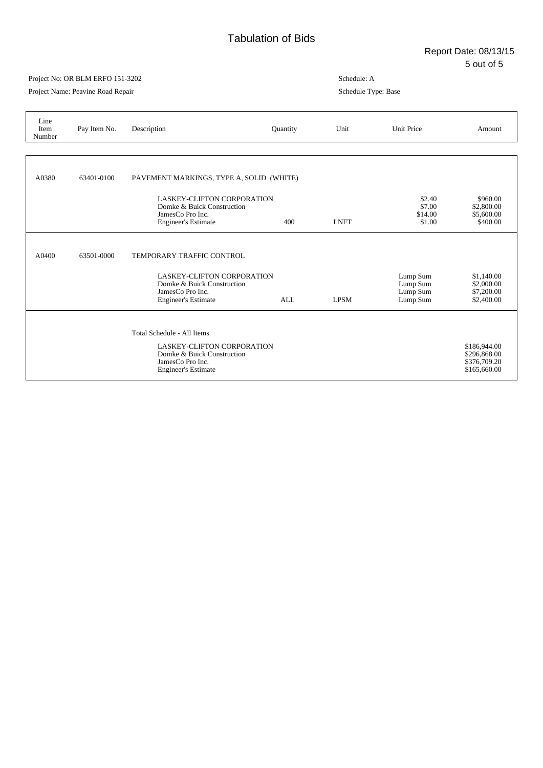# Tabulation of Bids

Report Date: 08/13/15

Project No: OR BLM ERFO 151-3202

Project Name: Peavine Road Repair

Schedule: A

Schedule Type: Base

| Line Item Number | Pay Item No. | Description | Quantity | Unit | Unit Price | Amount |
|---|---|---|---|---|---|---|
| A0380 | 63401-0100 | PAVEMENT MARKINGS, TYPE A, SOLID (WHITE) | | | | |
| | | LASKEY-CLIFTON CORPORATION | | | $2.40 | $960.00 |
| | | Domke & Buick Construction | | | $7.00 | $2,800.00 |
| | | JamesCo Pro Inc. | | | $14.00 | $5,600.00 |
| | | Engineer's Estimate | 400 | LNFT | $1.00 | $400.00 |
| A0400 | 63501-0000 | TEMPORARY TRAFFIC CONTROL | | | | |
| | | LASKEY-CLIFTON CORPORATION | | | Lump Sum | $1,140.00 |
| | | Domke & Buick Construction | | | Lump Sum | $2,000.00 |
| | | JamesCo Pro Inc. | | | Lump Sum | $7,200.00 |
| | | Engineer's Estimate | ALL | LPSM | Lump Sum | $2,400.00 |
| | | Total Schedule - All Items | | | | |
| | | LASKEY-CLIFTON CORPORATION | | | | $186,944.00 |
| | | Domke & Buick Construction | | | | $296,868.00 |
| | | JamesCo Pro Inc. | | | | $376,709.20 |
| | | Engineer's Estimate | | | | $165,660.00 |